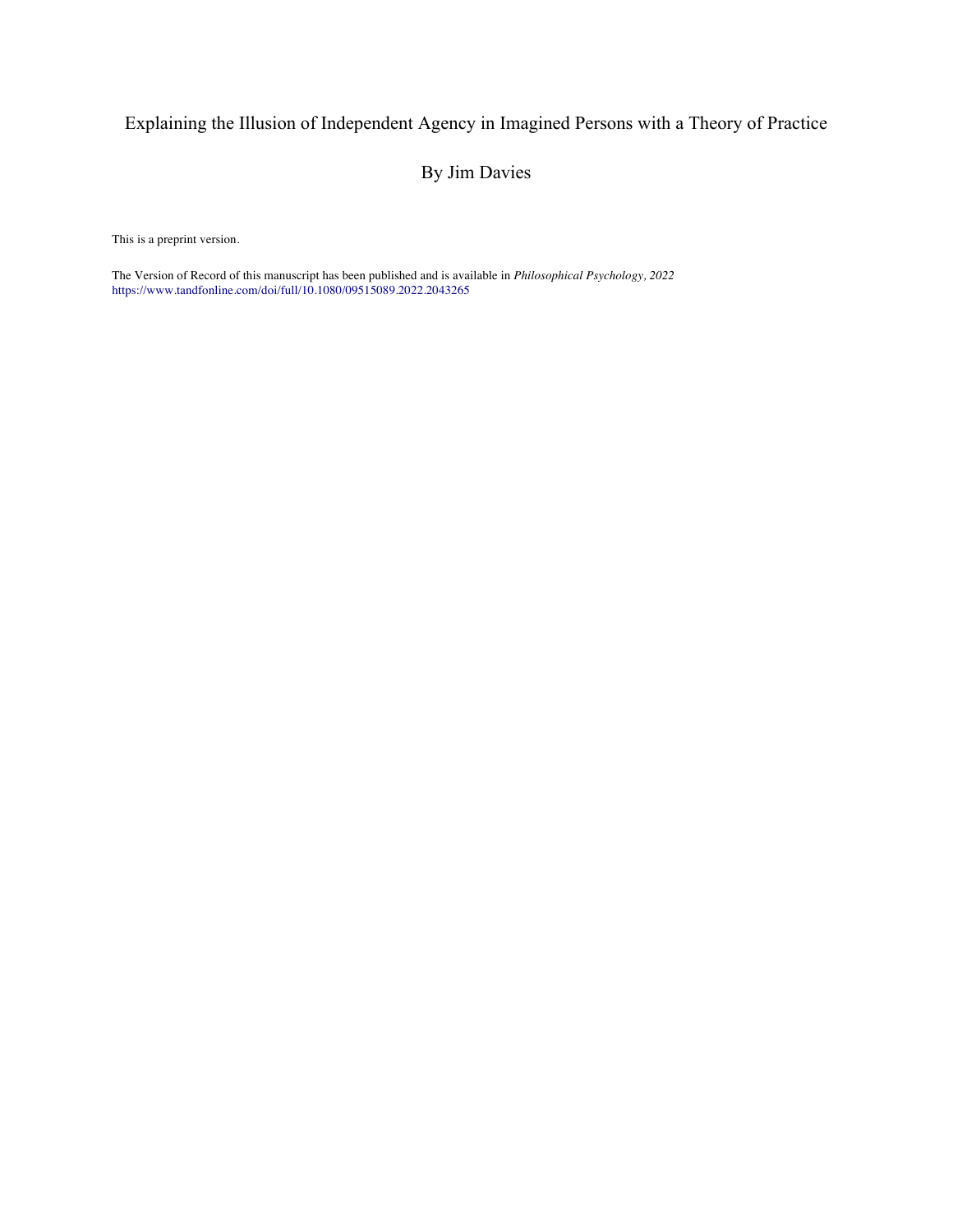# Explaining the Illusion of Independent Agency in Imagined Persons with a Theory of Practice

By Jim Davies

This is a preprint version.

The Version of Record of this manuscript has been published and is available in *Philosophical Psychology, 2022*
https://www.tandfonline.com/doi/full/10.1080/09515089.2022.2043265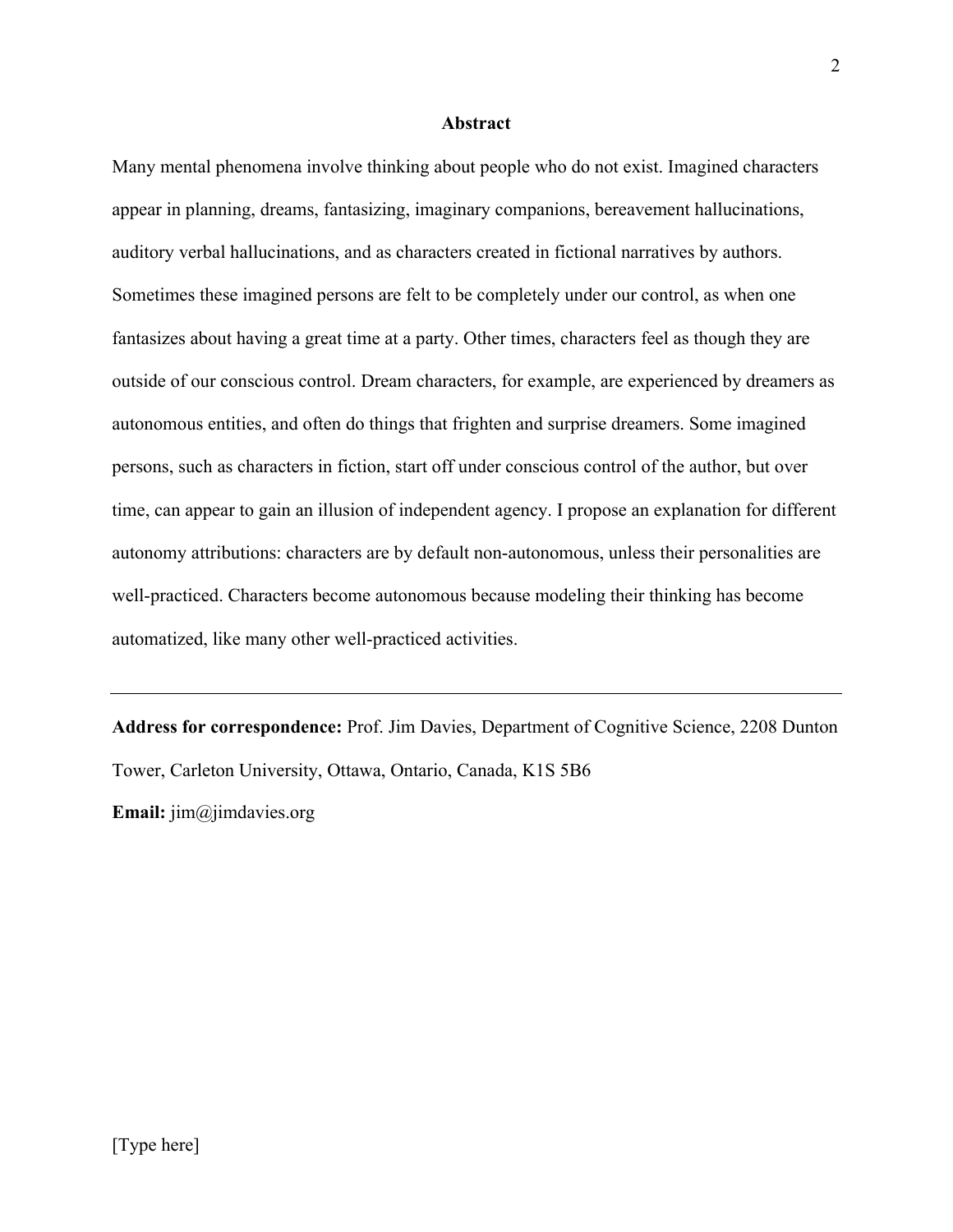## Abstract

Many mental phenomena involve thinking about people who do not exist. Imagined characters appear in planning, dreams, fantasizing, imaginary companions, bereavement hallucinations, auditory verbal hallucinations, and as characters created in fictional narratives by authors. Sometimes these imagined persons are felt to be completely under our control, as when one fantasizes about having a great time at a party. Other times, characters feel as though they are outside of our conscious control. Dream characters, for example, are experienced by dreamers as autonomous entities, and often do things that frighten and surprise dreamers. Some imagined persons, such as characters in fiction, start off under conscious control of the author, but over time, can appear to gain an illusion of independent agency. I propose an explanation for different autonomy attributions: characters are by default non-autonomous, unless their personalities are well-practiced. Characters become autonomous because modeling their thinking has become automatized, like many other well-practiced activities.

---

**Address for correspondence:** Prof. Jim Davies, Department of Cognitive Science, 2208 Dunton Tower, Carleton University, Ottawa, Ontario, Canada, K1S 5B6

**Email:** jim@jimdavies.org

[Type here]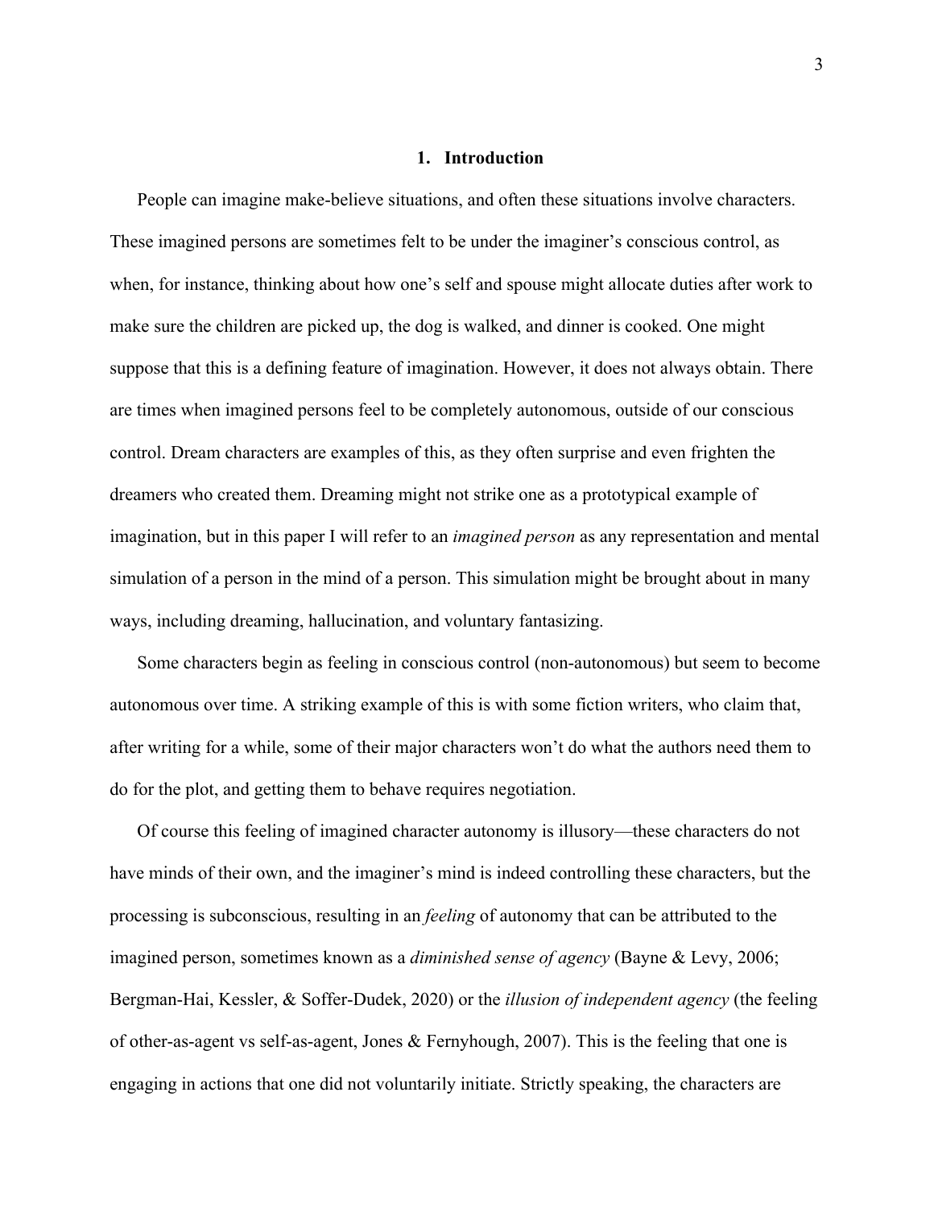# 1. Introduction

People can imagine make-believe situations, and often these situations involve characters. These imagined persons are sometimes felt to be under the imaginer's conscious control, as when, for instance, thinking about how one's self and spouse might allocate duties after work to make sure the children are picked up, the dog is walked, and dinner is cooked. One might suppose that this is a defining feature of imagination. However, it does not always obtain. There are times when imagined persons feel to be completely autonomous, outside of our conscious control. Dream characters are examples of this, as they often surprise and even frighten the dreamers who created them. Dreaming might not strike one as a prototypical example of imagination, but in this paper I will refer to an *imagined person* as any representation and mental simulation of a person in the mind of a person. This simulation might be brought about in many ways, including dreaming, hallucination, and voluntary fantasizing.

Some characters begin as feeling in conscious control (non-autonomous) but seem to become autonomous over time. A striking example of this is with some fiction writers, who claim that, after writing for a while, some of their major characters won't do what the authors need them to do for the plot, and getting them to behave requires negotiation.

Of course this feeling of imagined character autonomy is illusory—these characters do not have minds of their own, and the imaginer's mind is indeed controlling these characters, but the processing is subconscious, resulting in an *feeling* of autonomy that can be attributed to the imagined person, sometimes known as a *diminished sense of agency* (Bayne & Levy, 2006; Bergman-Hai, Kessler, & Soffer-Dudek, 2020) or the *illusion of independent agency* (the feeling of other-as-agent vs self-as-agent, Jones & Fernyhough, 2007). This is the feeling that one is engaging in actions that one did not voluntarily initiate. Strictly speaking, the characters are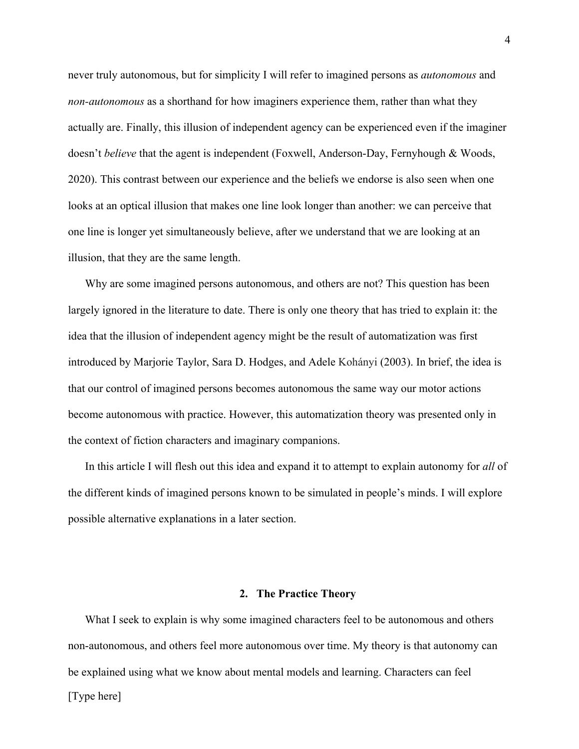never truly autonomous, but for simplicity I will refer to imagined persons as *autonomous* and *non-autonomous* as a shorthand for how imaginers experience them, rather than what they actually are. Finally, this illusion of independent agency can be experienced even if the imaginer doesn't *believe* that the agent is independent (Foxwell, Anderson-Day, Fernyhough & Woods, 2020). This contrast between our experience and the beliefs we endorse is also seen when one looks at an optical illusion that makes one line look longer than another: we can perceive that one line is longer yet simultaneously believe, after we understand that we are looking at an illusion, that they are the same length.

Why are some imagined persons autonomous, and others are not? This question has been largely ignored in the literature to date. There is only one theory that has tried to explain it: the idea that the illusion of independent agency might be the result of automatization was first introduced by Marjorie Taylor, Sara D. Hodges, and Adele Kohányi (2003). In brief, the idea is that our control of imagined persons becomes autonomous the same way our motor actions become autonomous with practice. However, this automatization theory was presented only in the context of fiction characters and imaginary companions.

In this article I will flesh out this idea and expand it to attempt to explain autonomy for *all* of the different kinds of imagined persons known to be simulated in people's minds. I will explore possible alternative explanations in a later section.

## 2. The Practice Theory

What I seek to explain is why some imagined characters feel to be autonomous and others non-autonomous, and others feel more autonomous over time. My theory is that autonomy can be explained using what we know about mental models and learning. Characters can feel

[Type here]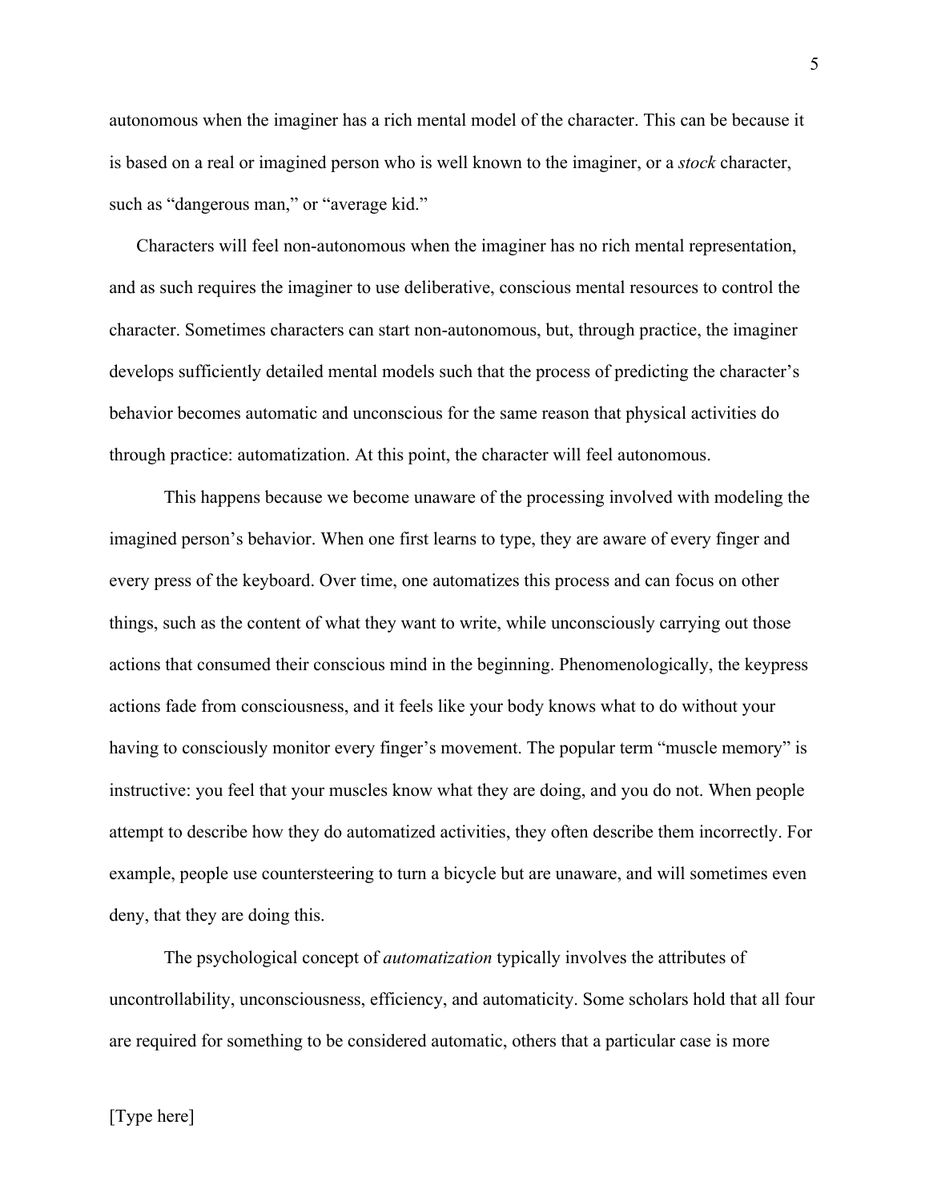autonomous when the imaginer has a rich mental model of the character. This can be because it is based on a real or imagined person who is well known to the imaginer, or a *stock* character, such as "dangerous man," or "average kid."

Characters will feel non-autonomous when the imaginer has no rich mental representation, and as such requires the imaginer to use deliberative, conscious mental resources to control the character. Sometimes characters can start non-autonomous, but, through practice, the imaginer develops sufficiently detailed mental models such that the process of predicting the character's behavior becomes automatic and unconscious for the same reason that physical activities do through practice: automatization. At this point, the character will feel autonomous.

This happens because we become unaware of the processing involved with modeling the imagined person's behavior. When one first learns to type, they are aware of every finger and every press of the keyboard. Over time, one automatizes this process and can focus on other things, such as the content of what they want to write, while unconsciously carrying out those actions that consumed their conscious mind in the beginning. Phenomenologically, the keypress actions fade from consciousness, and it feels like your body knows what to do without your having to consciously monitor every finger's movement. The popular term "muscle memory" is instructive: you feel that your muscles know what they are doing, and you do not. When people attempt to describe how they do automatized activities, they often describe them incorrectly. For example, people use countersteering to turn a bicycle but are unaware, and will sometimes even deny, that they are doing this.

The psychological concept of *automatization* typically involves the attributes of uncontrollability, unconsciousness, efficiency, and automaticity. Some scholars hold that all four are required for something to be considered automatic, others that a particular case is more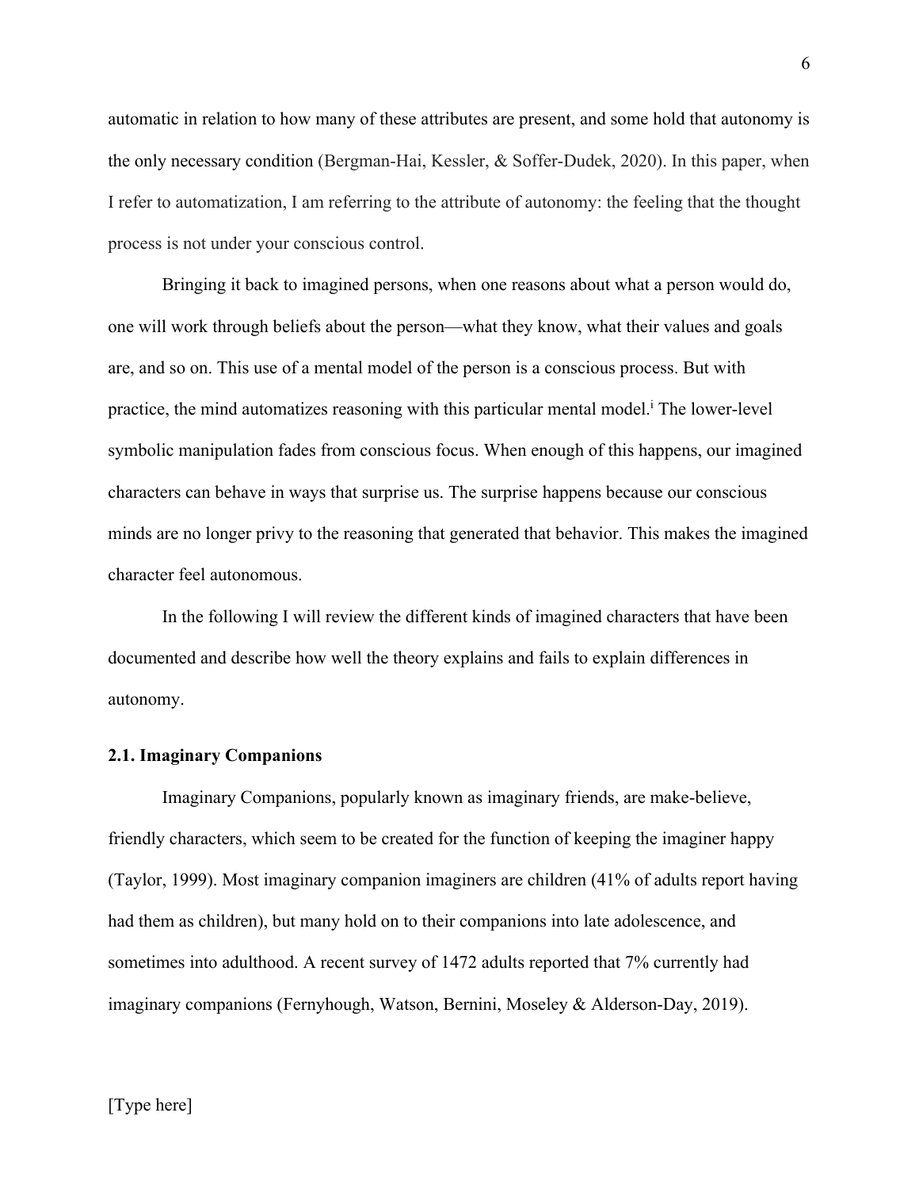automatic in relation to how many of these attributes are present, and some hold that autonomy is the only necessary condition (Bergman-Hai, Kessler, & Soffer-Dudek, 2020). In this paper, when I refer to automatization, I am referring to the attribute of autonomy: the feeling that the thought process is not under your conscious control.

Bringing it back to imagined persons, when one reasons about what a person would do, one will work through beliefs about the person—what they know, what their values and goals are, and so on. This use of a mental model of the person is a conscious process. But with practice, the mind automatizes reasoning with this particular mental model.[i] The lower-level symbolic manipulation fades from conscious focus. When enough of this happens, our imagined characters can behave in ways that surprise us. The surprise happens because our conscious minds are no longer privy to the reasoning that generated that behavior. This makes the imagined character feel autonomous.

In the following I will review the different kinds of imagined characters that have been documented and describe how well the theory explains and fails to explain differences in autonomy.

### 2.1. Imaginary Companions

Imaginary Companions, popularly known as imaginary friends, are make-believe, friendly characters, which seem to be created for the function of keeping the imaginer happy (Taylor, 1999). Most imaginary companion imaginers are children (41% of adults report having had them as children), but many hold on to their companions into late adolescence, and sometimes into adulthood. A recent survey of 1472 adults reported that 7% currently had imaginary companions (Fernyhough, Watson, Bernini, Moseley & Alderson-Day, 2019).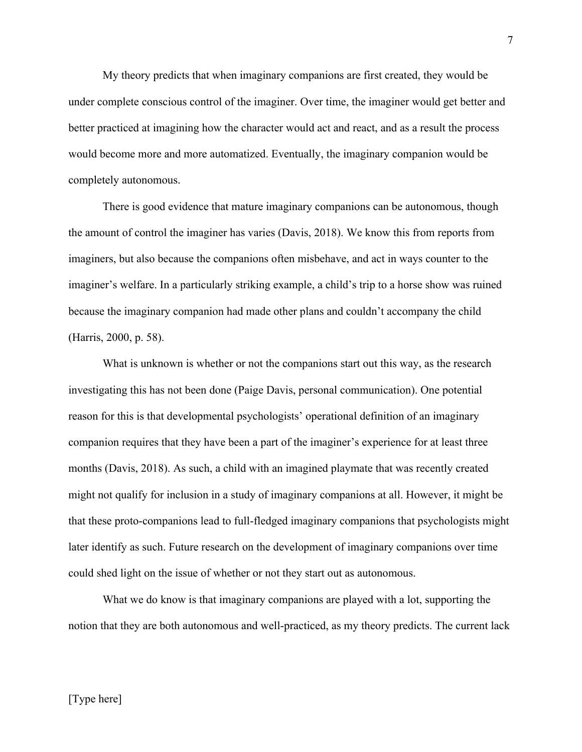My theory predicts that when imaginary companions are first created, they would be under complete conscious control of the imaginer. Over time, the imaginer would get better and better practiced at imagining how the character would act and react, and as a result the process would become more and more automatized. Eventually, the imaginary companion would be completely autonomous.

There is good evidence that mature imaginary companions can be autonomous, though the amount of control the imaginer has varies (Davis, 2018). We know this from reports from imaginers, but also because the companions often misbehave, and act in ways counter to the imaginer's welfare. In a particularly striking example, a child's trip to a horse show was ruined because the imaginary companion had made other plans and couldn't accompany the child (Harris, 2000, p. 58).

What is unknown is whether or not the companions start out this way, as the research investigating this has not been done (Paige Davis, personal communication). One potential reason for this is that developmental psychologists' operational definition of an imaginary companion requires that they have been a part of the imaginer's experience for at least three months (Davis, 2018). As such, a child with an imagined playmate that was recently created might not qualify for inclusion in a study of imaginary companions at all. However, it might be that these proto-companions lead to full-fledged imaginary companions that psychologists might later identify as such. Future research on the development of imaginary companions over time could shed light on the issue of whether or not they start out as autonomous.

What we do know is that imaginary companions are played with a lot, supporting the notion that they are both autonomous and well-practiced, as my theory predicts. The current lack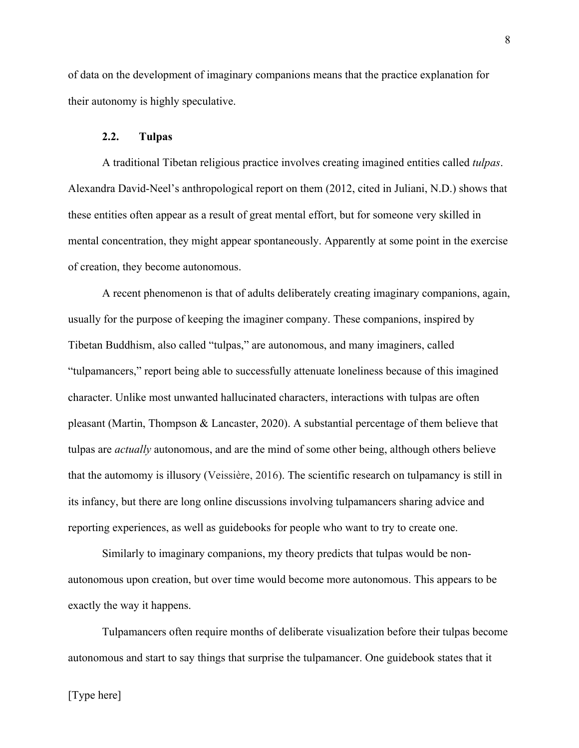of data on the development of imaginary companions means that the practice explanation for their autonomy is highly speculative.

### 2.2. Tulpas

A traditional Tibetan religious practice involves creating imagined entities called *tulpas*. Alexandra David-Neel's anthropological report on them (2012, cited in Juliani, N.D.) shows that these entities often appear as a result of great mental effort, but for someone very skilled in mental concentration, they might appear spontaneously. Apparently at some point in the exercise of creation, they become autonomous.

A recent phenomenon is that of adults deliberately creating imaginary companions, again, usually for the purpose of keeping the imaginer company. These companions, inspired by Tibetan Buddhism, also called "tulpas," are autonomous, and many imaginers, called "tulpamancers," report being able to successfully attenuate loneliness because of this imagined character. Unlike most unwanted hallucinated characters, interactions with tulpas are often pleasant (Martin, Thompson & Lancaster, 2020). A substantial percentage of them believe that tulpas are *actually* autonomous, and are the mind of some other being, although others believe that the automomy is illusory (Veissière, 2016). The scientific research on tulpamancy is still in its infancy, but there are long online discussions involving tulpamancers sharing advice and reporting experiences, as well as guidebooks for people who want to try to create one.

Similarly to imaginary companions, my theory predicts that tulpas would be non-autonomous upon creation, but over time would become more autonomous. This appears to be exactly the way it happens.

Tulpamancers often require months of deliberate visualization before their tulpas become autonomous and start to say things that surprise the tulpamancer. One guidebook states that it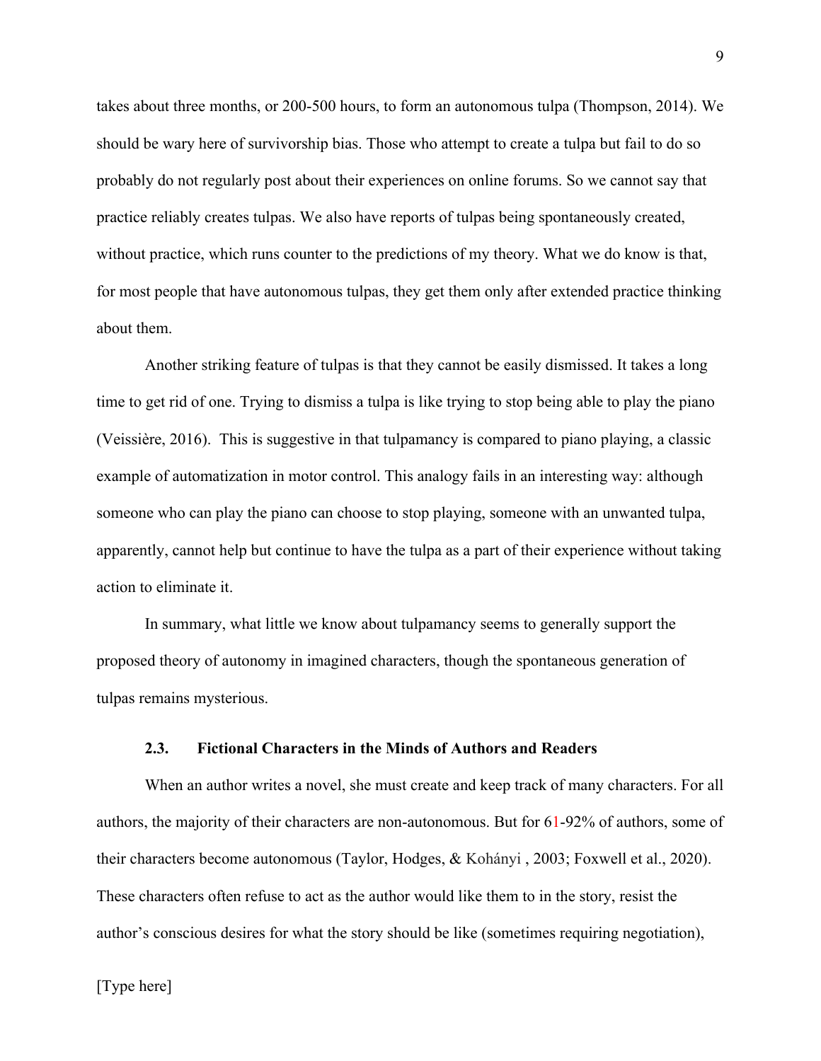takes about three months, or 200-500 hours, to form an autonomous tulpa (Thompson, 2014). We should be wary here of survivorship bias. Those who attempt to create a tulpa but fail to do so probably do not regularly post about their experiences on online forums. So we cannot say that practice reliably creates tulpas. We also have reports of tulpas being spontaneously created, without practice, which runs counter to the predictions of my theory. What we do know is that, for most people that have autonomous tulpas, they get them only after extended practice thinking about them.

Another striking feature of tulpas is that they cannot be easily dismissed. It takes a long time to get rid of one. Trying to dismiss a tulpa is like trying to stop being able to play the piano (Veissière, 2016). This is suggestive in that tulpamancy is compared to piano playing, a classic example of automatization in motor control. This analogy fails in an interesting way: although someone who can play the piano can choose to stop playing, someone with an unwanted tulpa, apparently, cannot help but continue to have the tulpa as a part of their experience without taking action to eliminate it.

In summary, what little we know about tulpamancy seems to generally support the proposed theory of autonomy in imagined characters, though the spontaneous generation of tulpas remains mysterious.

### 2.3. Fictional Characters in the Minds of Authors and Readers

When an author writes a novel, she must create and keep track of many characters. For all authors, the majority of their characters are non-autonomous. But for 61-92% of authors, some of their characters become autonomous (Taylor, Hodges, & Kohányi , 2003; Foxwell et al., 2020). These characters often refuse to act as the author would like them to in the story, resist the author's conscious desires for what the story should be like (sometimes requiring negotiation),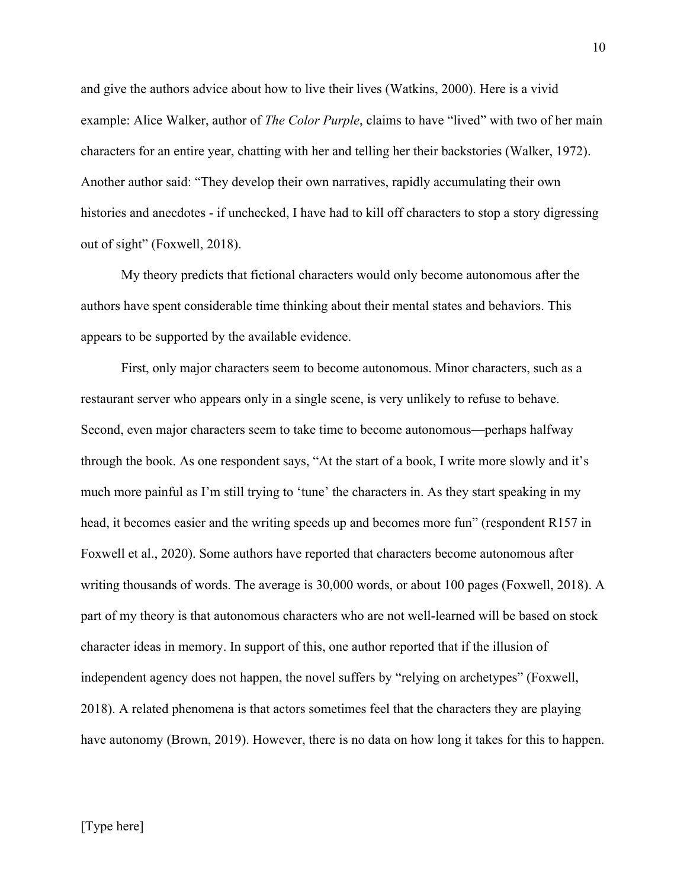and give the authors advice about how to live their lives (Watkins, 2000). Here is a vivid example: Alice Walker, author of *The Color Purple*, claims to have "lived" with two of her main characters for an entire year, chatting with her and telling her their backstories (Walker, 1972). Another author said: "They develop their own narratives, rapidly accumulating their own histories and anecdotes - if unchecked, I have had to kill off characters to stop a story digressing out of sight" (Foxwell, 2018).

My theory predicts that fictional characters would only become autonomous after the authors have spent considerable time thinking about their mental states and behaviors. This appears to be supported by the available evidence.

First, only major characters seem to become autonomous. Minor characters, such as a restaurant server who appears only in a single scene, is very unlikely to refuse to behave. Second, even major characters seem to take time to become autonomous—perhaps halfway through the book. As one respondent says, "At the start of a book, I write more slowly and it's much more painful as I'm still trying to 'tune' the characters in. As they start speaking in my head, it becomes easier and the writing speeds up and becomes more fun" (respondent R157 in Foxwell et al., 2020). Some authors have reported that characters become autonomous after writing thousands of words. The average is 30,000 words, or about 100 pages (Foxwell, 2018). A part of my theory is that autonomous characters who are not well-learned will be based on stock character ideas in memory. In support of this, one author reported that if the illusion of independent agency does not happen, the novel suffers by "relying on archetypes" (Foxwell, 2018). A related phenomena is that actors sometimes feel that the characters they are playing have autonomy (Brown, 2019). However, there is no data on how long it takes for this to happen.

[Type here]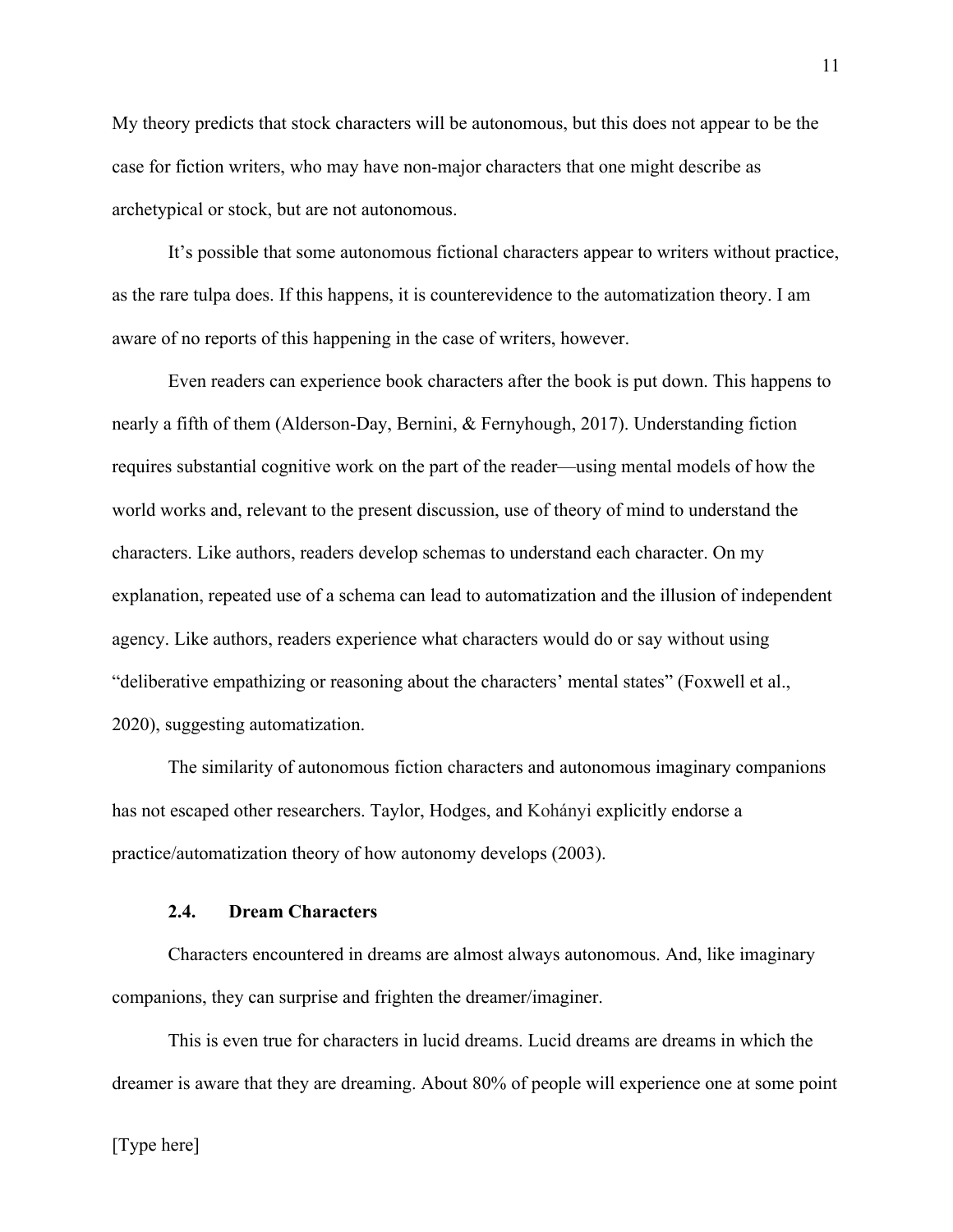My theory predicts that stock characters will be autonomous, but this does not appear to be the case for fiction writers, who may have non-major characters that one might describe as archetypical or stock, but are not autonomous.

It's possible that some autonomous fictional characters appear to writers without practice, as the rare tulpa does. If this happens, it is counterevidence to the automatization theory. I am aware of no reports of this happening in the case of writers, however.

Even readers can experience book characters after the book is put down. This happens to nearly a fifth of them (Alderson-Day, Bernini, & Fernyhough, 2017). Understanding fiction requires substantial cognitive work on the part of the reader—using mental models of how the world works and, relevant to the present discussion, use of theory of mind to understand the characters. Like authors, readers develop schemas to understand each character. On my explanation, repeated use of a schema can lead to automatization and the illusion of independent agency. Like authors, readers experience what characters would do or say without using "deliberative empathizing or reasoning about the characters' mental states" (Foxwell et al., 2020), suggesting automatization.

The similarity of autonomous fiction characters and autonomous imaginary companions has not escaped other researchers. Taylor, Hodges, and Kohányi explicitly endorse a practice/automatization theory of how autonomy develops (2003).

### 2.4. Dream Characters

Characters encountered in dreams are almost always autonomous. And, like imaginary companions, they can surprise and frighten the dreamer/imaginer.

This is even true for characters in lucid dreams. Lucid dreams are dreams in which the dreamer is aware that they are dreaming. About 80% of people will experience one at some point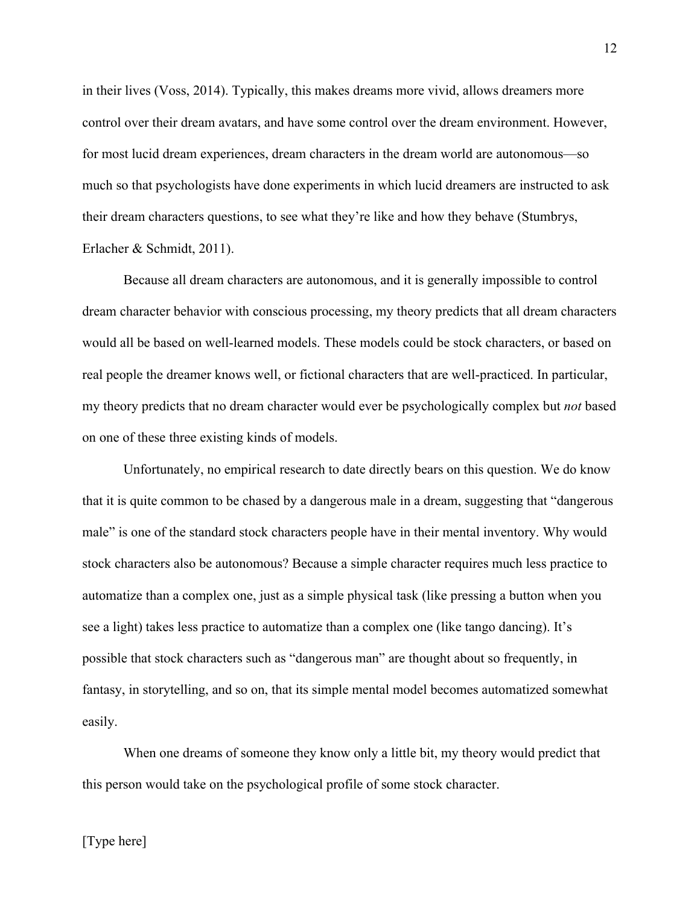in their lives (Voss, 2014). Typically, this makes dreams more vivid, allows dreamers more control over their dream avatars, and have some control over the dream environment. However, for most lucid dream experiences, dream characters in the dream world are autonomous—so much so that psychologists have done experiments in which lucid dreamers are instructed to ask their dream characters questions, to see what they're like and how they behave (Stumbrys, Erlacher & Schmidt, 2011).

Because all dream characters are autonomous, and it is generally impossible to control dream character behavior with conscious processing, my theory predicts that all dream characters would all be based on well-learned models. These models could be stock characters, or based on real people the dreamer knows well, or fictional characters that are well-practiced. In particular, my theory predicts that no dream character would ever be psychologically complex but *not* based on one of these three existing kinds of models.

Unfortunately, no empirical research to date directly bears on this question. We do know that it is quite common to be chased by a dangerous male in a dream, suggesting that "dangerous male" is one of the standard stock characters people have in their mental inventory. Why would stock characters also be autonomous? Because a simple character requires much less practice to automatize than a complex one, just as a simple physical task (like pressing a button when you see a light) takes less practice to automatize than a complex one (like tango dancing). It's possible that stock characters such as "dangerous man" are thought about so frequently, in fantasy, in storytelling, and so on, that its simple mental model becomes automatized somewhat easily.

When one dreams of someone they know only a little bit, my theory would predict that this person would take on the psychological profile of some stock character.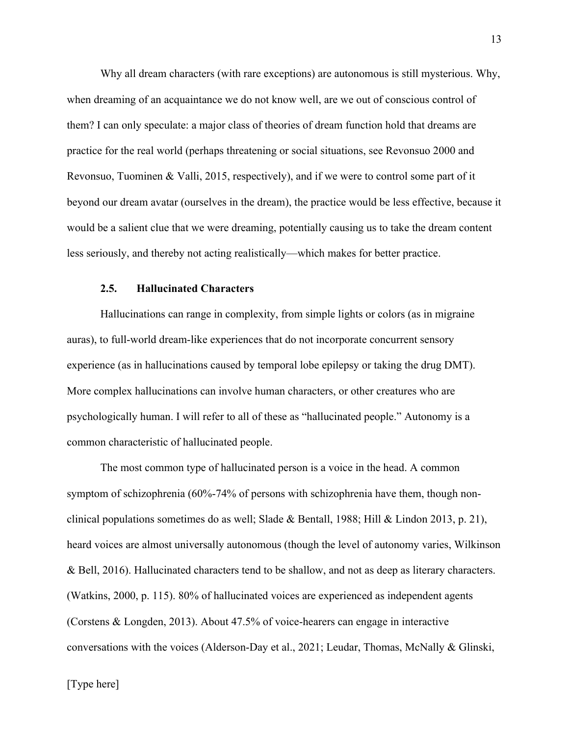Why all dream characters (with rare exceptions) are autonomous is still mysterious. Why, when dreaming of an acquaintance we do not know well, are we out of conscious control of them? I can only speculate: a major class of theories of dream function hold that dreams are practice for the real world (perhaps threatening or social situations, see Revonsuo 2000 and Revonsuo, Tuominen & Valli, 2015, respectively), and if we were to control some part of it beyond our dream avatar (ourselves in the dream), the practice would be less effective, because it would be a salient clue that we were dreaming, potentially causing us to take the dream content less seriously, and thereby not acting realistically—which makes for better practice.

### 2.5. Hallucinated Characters

Hallucinations can range in complexity, from simple lights or colors (as in migraine auras), to full-world dream-like experiences that do not incorporate concurrent sensory experience (as in hallucinations caused by temporal lobe epilepsy or taking the drug DMT). More complex hallucinations can involve human characters, or other creatures who are psychologically human. I will refer to all of these as "hallucinated people." Autonomy is a common characteristic of hallucinated people.

The most common type of hallucinated person is a voice in the head. A common symptom of schizophrenia (60%-74% of persons with schizophrenia have them, though non-clinical populations sometimes do as well; Slade & Bentall, 1988; Hill & Lindon 2013, p. 21), heard voices are almost universally autonomous (though the level of autonomy varies, Wilkinson & Bell, 2016). Hallucinated characters tend to be shallow, and not as deep as literary characters. (Watkins, 2000, p. 115). 80% of hallucinated voices are experienced as independent agents (Corstens & Longden, 2013). About 47.5% of voice-hearers can engage in interactive conversations with the voices (Alderson-Day et al., 2021; Leudar, Thomas, McNally & Glinski,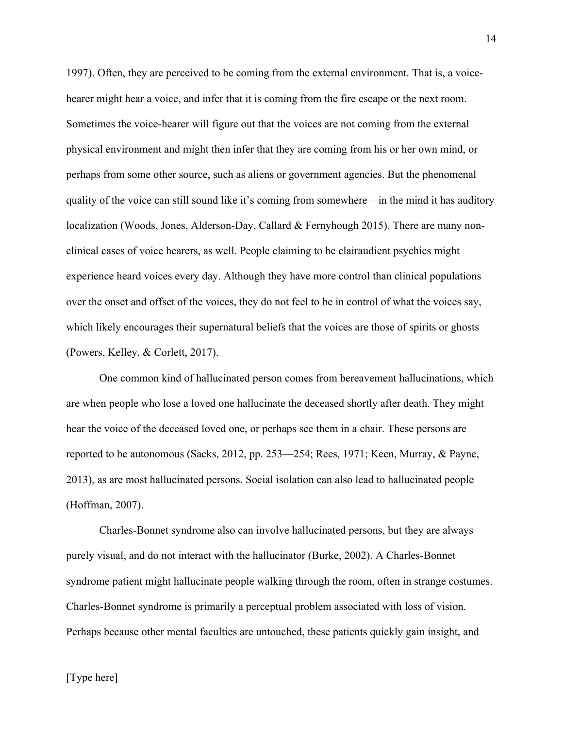1997). Often, they are perceived to be coming from the external environment. That is, a voice-hearer might hear a voice, and infer that it is coming from the fire escape or the next room. Sometimes the voice-hearer will figure out that the voices are not coming from the external physical environment and might then infer that they are coming from his or her own mind, or perhaps from some other source, such as aliens or government agencies. But the phenomenal quality of the voice can still sound like it's coming from somewhere—in the mind it has auditory localization (Woods, Jones, Alderson-Day, Callard & Fernyhough 2015). There are many non-clinical cases of voice hearers, as well. People claiming to be clairaudient psychics might experience heard voices every day. Although they have more control than clinical populations over the onset and offset of the voices, they do not feel to be in control of what the voices say, which likely encourages their supernatural beliefs that the voices are those of spirits or ghosts (Powers, Kelley, & Corlett, 2017).

One common kind of hallucinated person comes from bereavement hallucinations, which are when people who lose a loved one hallucinate the deceased shortly after death. They might hear the voice of the deceased loved one, or perhaps see them in a chair. These persons are reported to be autonomous (Sacks, 2012, pp. 253—254; Rees, 1971; Keen, Murray, & Payne, 2013), as are most hallucinated persons. Social isolation can also lead to hallucinated people (Hoffman, 2007).

Charles-Bonnet syndrome also can involve hallucinated persons, but they are always purely visual, and do not interact with the hallucinator (Burke, 2002). A Charles-Bonnet syndrome patient might hallucinate people walking through the room, often in strange costumes. Charles-Bonnet syndrome is primarily a perceptual problem associated with loss of vision. Perhaps because other mental faculties are untouched, these patients quickly gain insight, and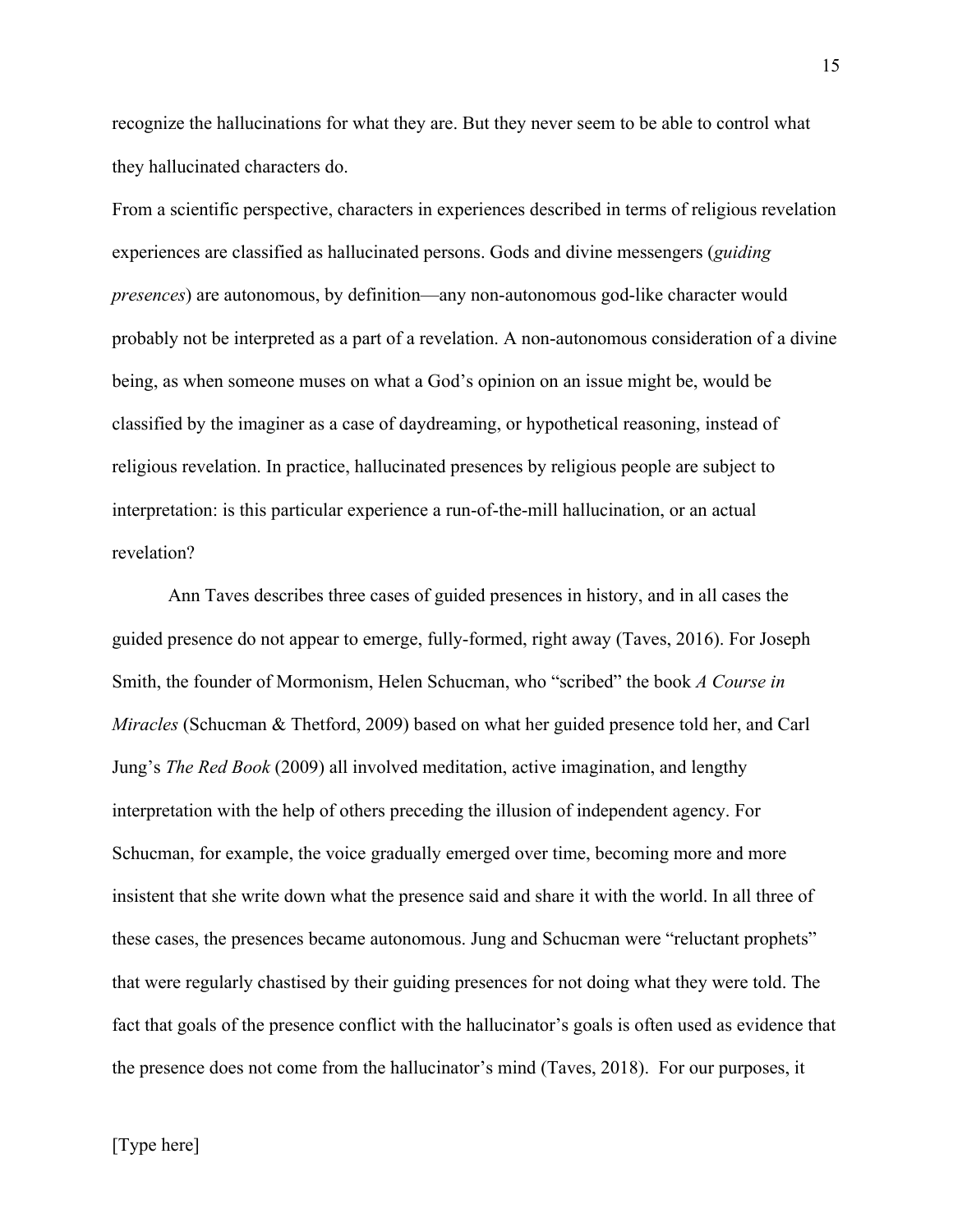recognize the hallucinations for what they are. But they never seem to be able to control what they hallucinated characters do.

From a scientific perspective, characters in experiences described in terms of religious revelation experiences are classified as hallucinated persons. Gods and divine messengers (*guiding presences*) are autonomous, by definition—any non-autonomous god-like character would probably not be interpreted as a part of a revelation. A non-autonomous consideration of a divine being, as when someone muses on what a God's opinion on an issue might be, would be classified by the imaginer as a case of daydreaming, or hypothetical reasoning, instead of religious revelation. In practice, hallucinated presences by religious people are subject to interpretation: is this particular experience a run-of-the-mill hallucination, or an actual revelation?

Ann Taves describes three cases of guided presences in history, and in all cases the guided presence do not appear to emerge, fully-formed, right away (Taves, 2016). For Joseph Smith, the founder of Mormonism, Helen Schucman, who "scribed" the book *A Course in Miracles* (Schucman & Thetford, 2009) based on what her guided presence told her, and Carl Jung's *The Red Book* (2009) all involved meditation, active imagination, and lengthy interpretation with the help of others preceding the illusion of independent agency. For Schucman, for example, the voice gradually emerged over time, becoming more and more insistent that she write down what the presence said and share it with the world. In all three of these cases, the presences became autonomous. Jung and Schucman were "reluctant prophets" that were regularly chastised by their guiding presences for not doing what they were told. The fact that goals of the presence conflict with the hallucinator's goals is often used as evidence that the presence does not come from the hallucinator's mind (Taves, 2018). For our purposes, it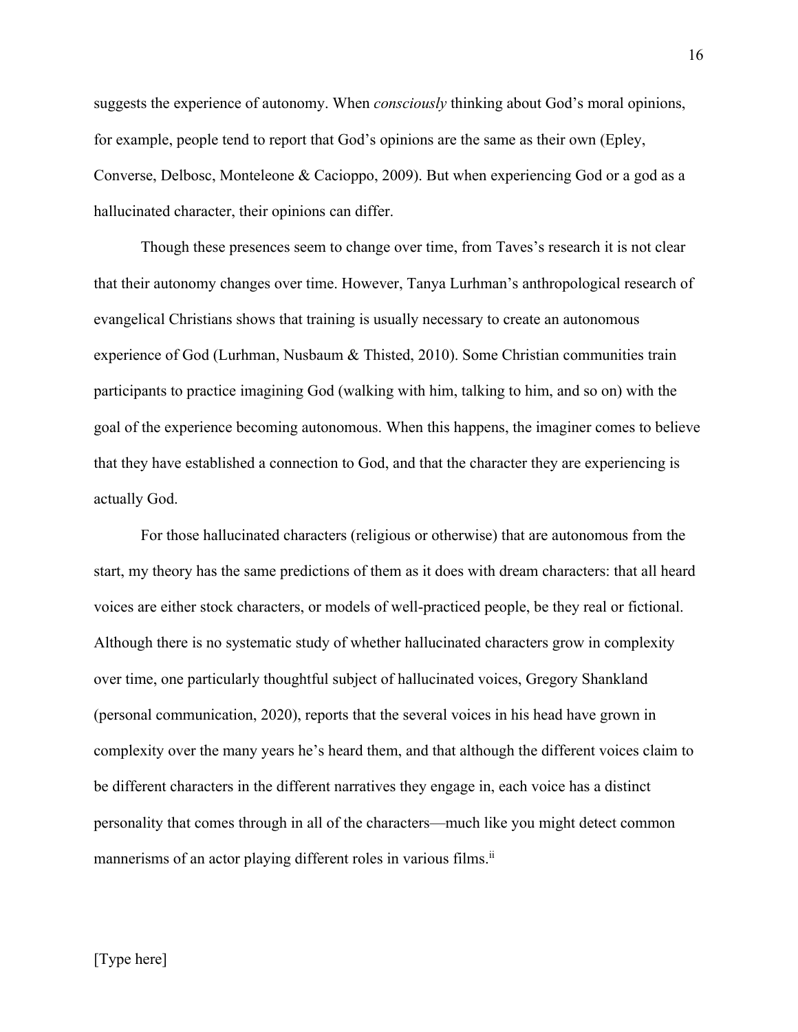suggests the experience of autonomy. When *consciously* thinking about God's moral opinions, for example, people tend to report that God's opinions are the same as their own (Epley, Converse, Delbosc, Monteleone & Cacioppo, 2009). But when experiencing God or a god as a hallucinated character, their opinions can differ.

Though these presences seem to change over time, from Taves's research it is not clear that their autonomy changes over time. However, Tanya Lurhman's anthropological research of evangelical Christians shows that training is usually necessary to create an autonomous experience of God (Lurhman, Nusbaum & Thisted, 2010). Some Christian communities train participants to practice imagining God (walking with him, talking to him, and so on) with the goal of the experience becoming autonomous. When this happens, the imaginer comes to believe that they have established a connection to God, and that the character they are experiencing is actually God.

For those hallucinated characters (religious or otherwise) that are autonomous from the start, my theory has the same predictions of them as it does with dream characters: that all heard voices are either stock characters, or models of well-practiced people, be they real or fictional. Although there is no systematic study of whether hallucinated characters grow in complexity over time, one particularly thoughtful subject of hallucinated voices, Gregory Shankland (personal communication, 2020), reports that the several voices in his head have grown in complexity over the many years he's heard them, and that although the different voices claim to be different characters in the different narratives they engage in, each voice has a distinct personality that comes through in all of the characters—much like you might detect common mannerisms of an actor playing different roles in various films.[ii]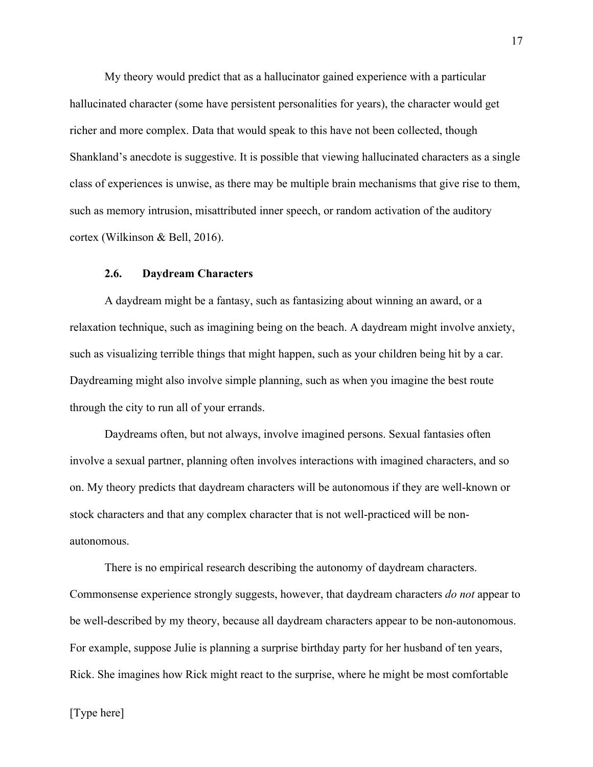My theory would predict that as a hallucinator gained experience with a particular hallucinated character (some have persistent personalities for years), the character would get richer and more complex. Data that would speak to this have not been collected, though Shankland's anecdote is suggestive. It is possible that viewing hallucinated characters as a single class of experiences is unwise, as there may be multiple brain mechanisms that give rise to them, such as memory intrusion, misattributed inner speech, or random activation of the auditory cortex (Wilkinson & Bell, 2016).

### 2.6. Daydream Characters

A daydream might be a fantasy, such as fantasizing about winning an award, or a relaxation technique, such as imagining being on the beach. A daydream might involve anxiety, such as visualizing terrible things that might happen, such as your children being hit by a car. Daydreaming might also involve simple planning, such as when you imagine the best route through the city to run all of your errands.

Daydreams often, but not always, involve imagined persons. Sexual fantasies often involve a sexual partner, planning often involves interactions with imagined characters, and so on. My theory predicts that daydream characters will be autonomous if they are well-known or stock characters and that any complex character that is not well-practiced will be non-autonomous.

There is no empirical research describing the autonomy of daydream characters. Commonsense experience strongly suggests, however, that daydream characters *do not* appear to be well-described by my theory, because all daydream characters appear to be non-autonomous. For example, suppose Julie is planning a surprise birthday party for her husband of ten years, Rick. She imagines how Rick might react to the surprise, where he might be most comfortable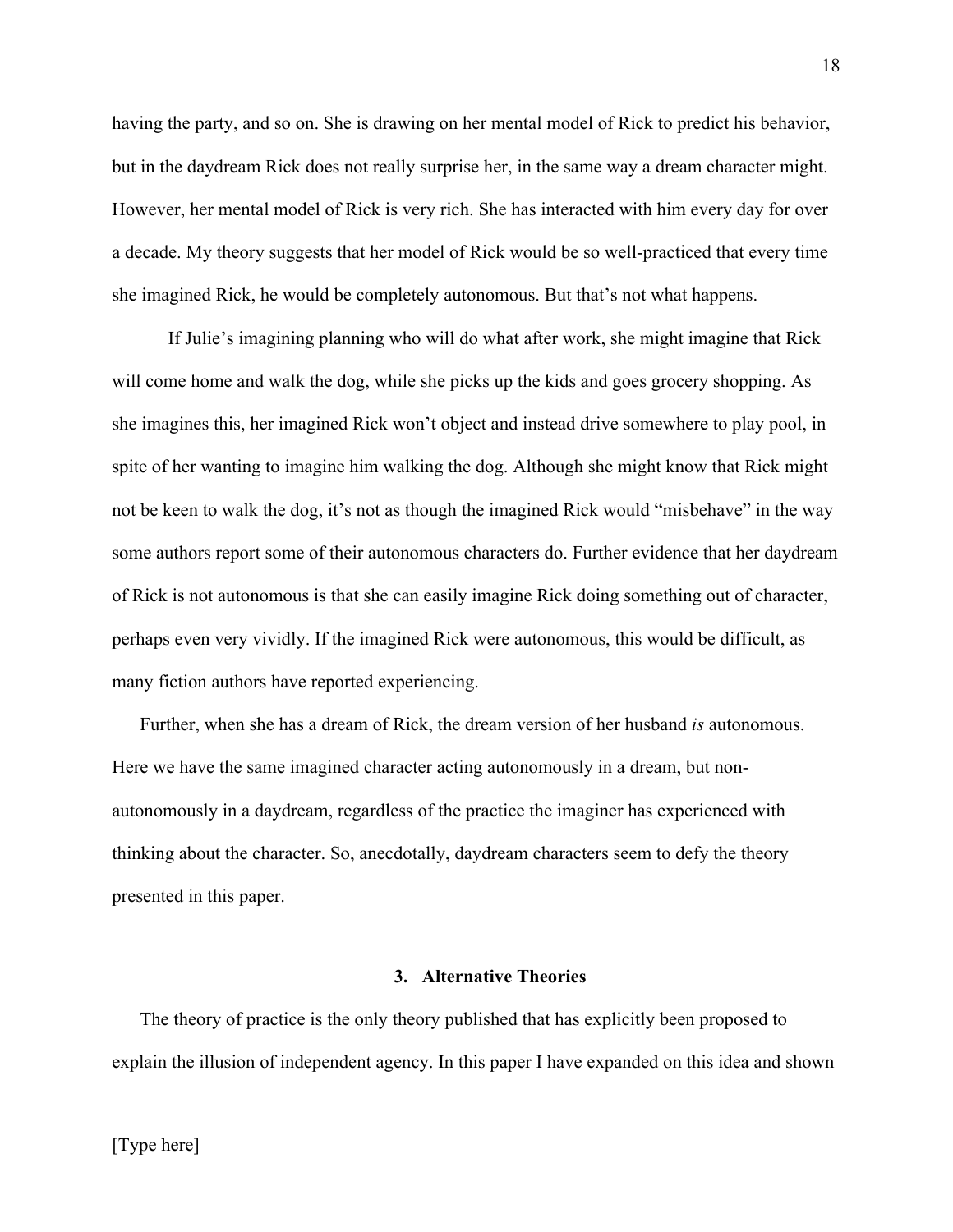having the party, and so on. She is drawing on her mental model of Rick to predict his behavior, but in the daydream Rick does not really surprise her, in the same way a dream character might. However, her mental model of Rick is very rich. She has interacted with him every day for over a decade. My theory suggests that her model of Rick would be so well-practiced that every time she imagined Rick, he would be completely autonomous. But that's not what happens.

If Julie's imagining planning who will do what after work, she might imagine that Rick will come home and walk the dog, while she picks up the kids and goes grocery shopping. As she imagines this, her imagined Rick won't object and instead drive somewhere to play pool, in spite of her wanting to imagine him walking the dog. Although she might know that Rick might not be keen to walk the dog, it's not as though the imagined Rick would "misbehave" in the way some authors report some of their autonomous characters do. Further evidence that her daydream of Rick is not autonomous is that she can easily imagine Rick doing something out of character, perhaps even very vividly. If the imagined Rick were autonomous, this would be difficult, as many fiction authors have reported experiencing.

Further, when she has a dream of Rick, the dream version of her husband *is* autonomous. Here we have the same imagined character acting autonomously in a dream, but non-autonomously in a daydream, regardless of the practice the imaginer has experienced with thinking about the character. So, anecdotally, daydream characters seem to defy the theory presented in this paper.

## 3. Alternative Theories

The theory of practice is the only theory published that has explicitly been proposed to explain the illusion of independent agency. In this paper I have expanded on this idea and shown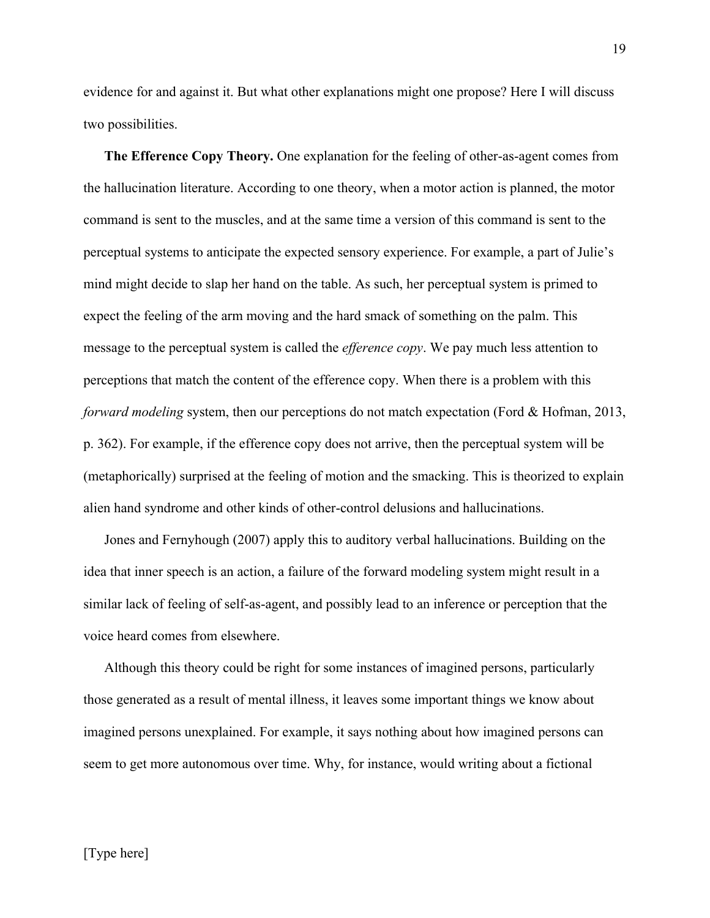evidence for and against it. But what other explanations might one propose? Here I will discuss two possibilities.

**The Efference Copy Theory.** One explanation for the feeling of other-as-agent comes from the hallucination literature. According to one theory, when a motor action is planned, the motor command is sent to the muscles, and at the same time a version of this command is sent to the perceptual systems to anticipate the expected sensory experience. For example, a part of Julie's mind might decide to slap her hand on the table. As such, her perceptual system is primed to expect the feeling of the arm moving and the hard smack of something on the palm. This message to the perceptual system is called the *efference copy*. We pay much less attention to perceptions that match the content of the efference copy. When there is a problem with this *forward modeling* system, then our perceptions do not match expectation (Ford & Hofman, 2013, p. 362). For example, if the efference copy does not arrive, then the perceptual system will be (metaphorically) surprised at the feeling of motion and the smacking. This is theorized to explain alien hand syndrome and other kinds of other-control delusions and hallucinations.

Jones and Fernyhough (2007) apply this to auditory verbal hallucinations. Building on the idea that inner speech is an action, a failure of the forward modeling system might result in a similar lack of feeling of self-as-agent, and possibly lead to an inference or perception that the voice heard comes from elsewhere.

Although this theory could be right for some instances of imagined persons, particularly those generated as a result of mental illness, it leaves some important things we know about imagined persons unexplained. For example, it says nothing about how imagined persons can seem to get more autonomous over time. Why, for instance, would writing about a fictional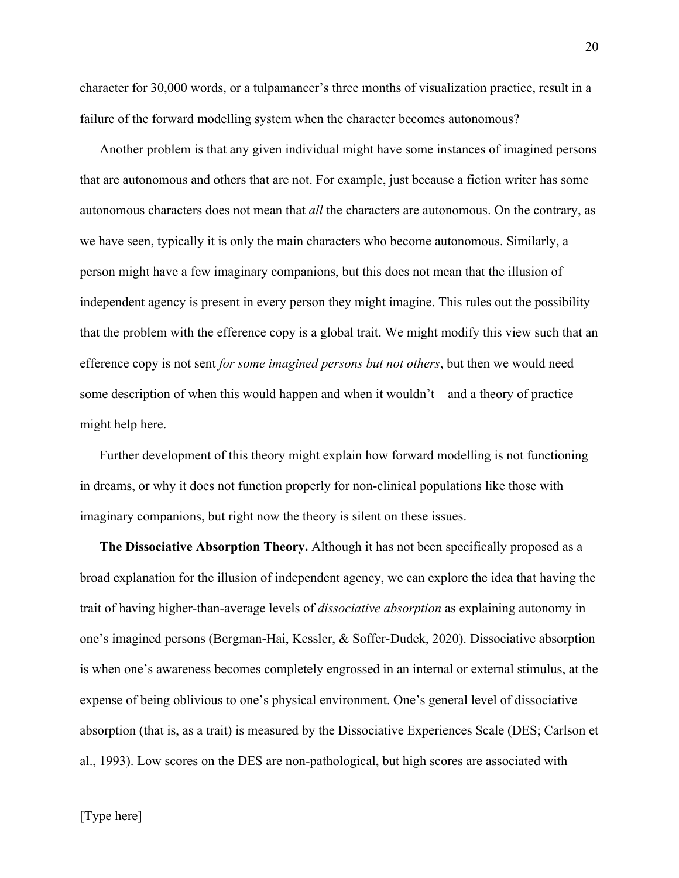character for 30,000 words, or a tulpamancer's three months of visualization practice, result in a failure of the forward modelling system when the character becomes autonomous?

Another problem is that any given individual might have some instances of imagined persons that are autonomous and others that are not. For example, just because a fiction writer has some autonomous characters does not mean that *all* the characters are autonomous. On the contrary, as we have seen, typically it is only the main characters who become autonomous. Similarly, a person might have a few imaginary companions, but this does not mean that the illusion of independent agency is present in every person they might imagine. This rules out the possibility that the problem with the efference copy is a global trait. We might modify this view such that an efference copy is not sent *for some imagined persons but not others*, but then we would need some description of when this would happen and when it wouldn't—and a theory of practice might help here.

Further development of this theory might explain how forward modelling is not functioning in dreams, or why it does not function properly for non-clinical populations like those with imaginary companions, but right now the theory is silent on these issues.

**The Dissociative Absorption Theory.** Although it has not been specifically proposed as a broad explanation for the illusion of independent agency, we can explore the idea that having the trait of having higher-than-average levels of *dissociative absorption* as explaining autonomy in one's imagined persons (Bergman-Hai, Kessler, & Soffer-Dudek, 2020). Dissociative absorption is when one's awareness becomes completely engrossed in an internal or external stimulus, at the expense of being oblivious to one's physical environment. One's general level of dissociative absorption (that is, as a trait) is measured by the Dissociative Experiences Scale (DES; Carlson et al., 1993). Low scores on the DES are non-pathological, but high scores are associated with

[Type here]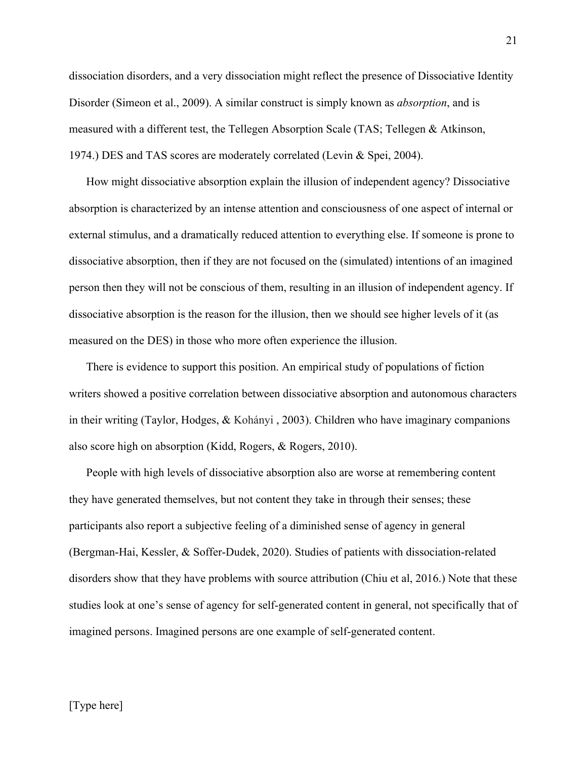dissociation disorders, and a very dissociation might reflect the presence of Dissociative Identity Disorder (Simeon et al., 2009). A similar construct is simply known as *absorption*, and is measured with a different test, the Tellegen Absorption Scale (TAS; Tellegen & Atkinson, 1974.) DES and TAS scores are moderately correlated (Levin & Spei, 2004).

How might dissociative absorption explain the illusion of independent agency? Dissociative absorption is characterized by an intense attention and consciousness of one aspect of internal or external stimulus, and a dramatically reduced attention to everything else. If someone is prone to dissociative absorption, then if they are not focused on the (simulated) intentions of an imagined person then they will not be conscious of them, resulting in an illusion of independent agency. If dissociative absorption is the reason for the illusion, then we should see higher levels of it (as measured on the DES) in those who more often experience the illusion.

There is evidence to support this position. An empirical study of populations of fiction writers showed a positive correlation between dissociative absorption and autonomous characters in their writing (Taylor, Hodges, & Kohányi , 2003). Children who have imaginary companions also score high on absorption (Kidd, Rogers, & Rogers, 2010).

People with high levels of dissociative absorption also are worse at remembering content they have generated themselves, but not content they take in through their senses; these participants also report a subjective feeling of a diminished sense of agency in general (Bergman-Hai, Kessler, & Soffer-Dudek, 2020). Studies of patients with dissociation-related disorders show that they have problems with source attribution (Chiu et al, 2016.) Note that these studies look at one's sense of agency for self-generated content in general, not specifically that of imagined persons. Imagined persons are one example of self-generated content.

[Type here]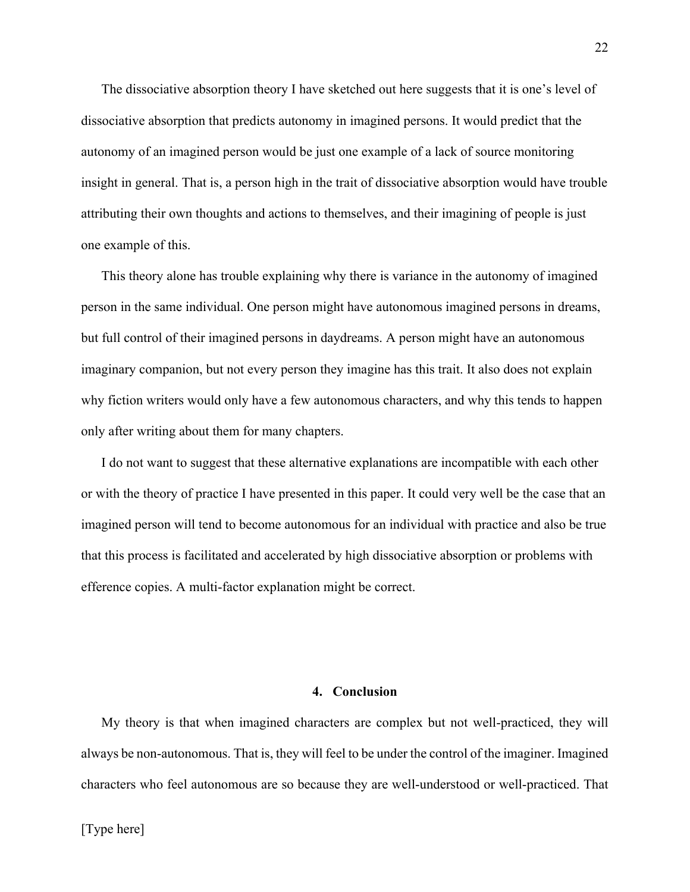The dissociative absorption theory I have sketched out here suggests that it is one's level of dissociative absorption that predicts autonomy in imagined persons. It would predict that the autonomy of an imagined person would be just one example of a lack of source monitoring insight in general. That is, a person high in the trait of dissociative absorption would have trouble attributing their own thoughts and actions to themselves, and their imagining of people is just one example of this.

This theory alone has trouble explaining why there is variance in the autonomy of imagined person in the same individual. One person might have autonomous imagined persons in dreams, but full control of their imagined persons in daydreams. A person might have an autonomous imaginary companion, but not every person they imagine has this trait. It also does not explain why fiction writers would only have a few autonomous characters, and why this tends to happen only after writing about them for many chapters.

I do not want to suggest that these alternative explanations are incompatible with each other or with the theory of practice I have presented in this paper. It could very well be the case that an imagined person will tend to become autonomous for an individual with practice and also be true that this process is facilitated and accelerated by high dissociative absorption or problems with efference copies. A multi-factor explanation might be correct.

## 4. Conclusion

My theory is that when imagined characters are complex but not well-practiced, they will always be non-autonomous. That is, they will feel to be under the control of the imaginer. Imagined characters who feel autonomous are so because they are well-understood or well-practiced. That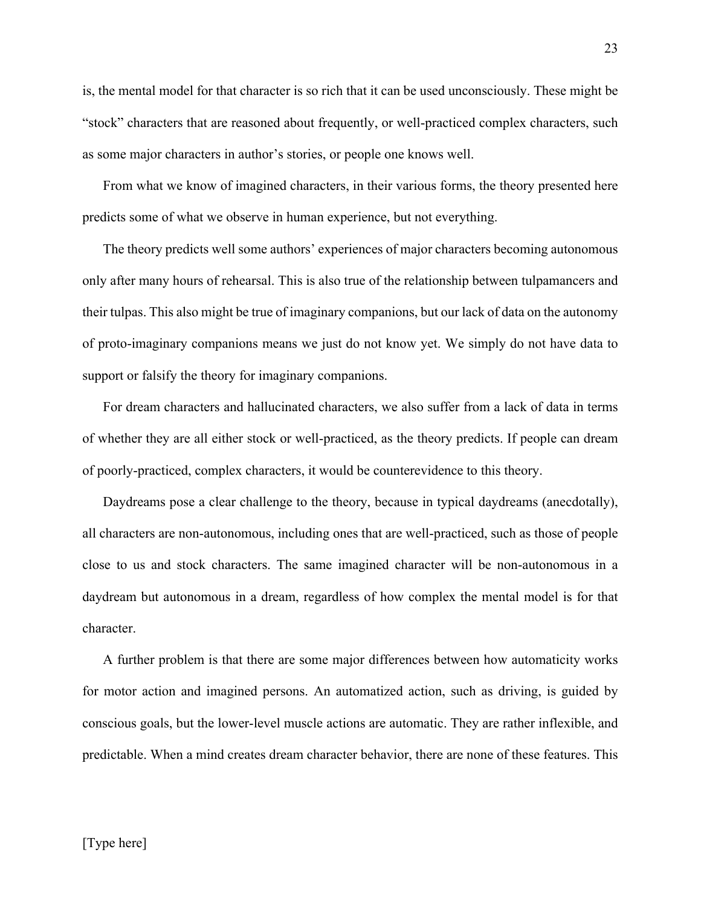is, the mental model for that character is so rich that it can be used unconsciously. These might be "stock" characters that are reasoned about frequently, or well-practiced complex characters, such as some major characters in author's stories, or people one knows well.

From what we know of imagined characters, in their various forms, the theory presented here predicts some of what we observe in human experience, but not everything.

The theory predicts well some authors' experiences of major characters becoming autonomous only after many hours of rehearsal. This is also true of the relationship between tulpamancers and their tulpas. This also might be true of imaginary companions, but our lack of data on the autonomy of proto-imaginary companions means we just do not know yet. We simply do not have data to support or falsify the theory for imaginary companions.

For dream characters and hallucinated characters, we also suffer from a lack of data in terms of whether they are all either stock or well-practiced, as the theory predicts. If people can dream of poorly-practiced, complex characters, it would be counterevidence to this theory.

Daydreams pose a clear challenge to the theory, because in typical daydreams (anecdotally), all characters are non-autonomous, including ones that are well-practiced, such as those of people close to us and stock characters. The same imagined character will be non-autonomous in a daydream but autonomous in a dream, regardless of how complex the mental model is for that character.

A further problem is that there are some major differences between how automaticity works for motor action and imagined persons. An automatized action, such as driving, is guided by conscious goals, but the lower-level muscle actions are automatic. They are rather inflexible, and predictable. When a mind creates dream character behavior, there are none of these features. This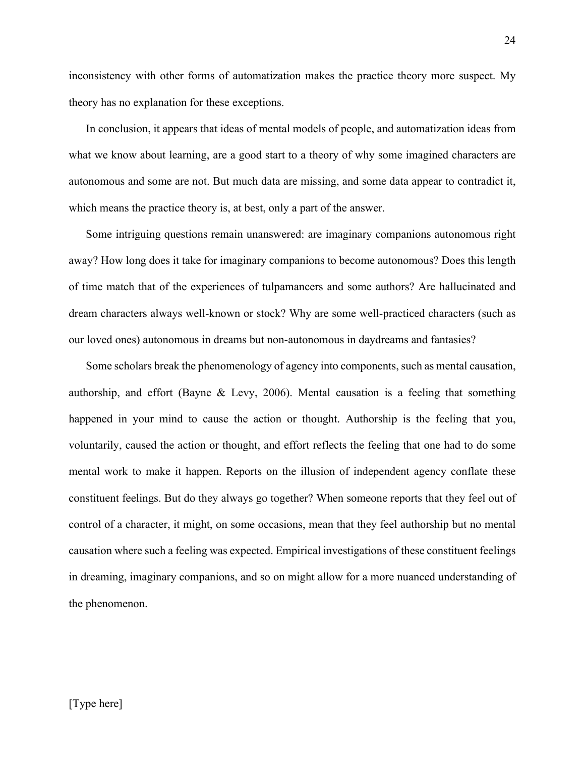inconsistency with other forms of automatization makes the practice theory more suspect. My theory has no explanation for these exceptions.

In conclusion, it appears that ideas of mental models of people, and automatization ideas from what we know about learning, are a good start to a theory of why some imagined characters are autonomous and some are not. But much data are missing, and some data appear to contradict it, which means the practice theory is, at best, only a part of the answer.

Some intriguing questions remain unanswered: are imaginary companions autonomous right away? How long does it take for imaginary companions to become autonomous? Does this length of time match that of the experiences of tulpamancers and some authors? Are hallucinated and dream characters always well-known or stock? Why are some well-practiced characters (such as our loved ones) autonomous in dreams but non-autonomous in daydreams and fantasies?

Some scholars break the phenomenology of agency into components, such as mental causation, authorship, and effort (Bayne & Levy, 2006). Mental causation is a feeling that something happened in your mind to cause the action or thought. Authorship is the feeling that you, voluntarily, caused the action or thought, and effort reflects the feeling that one had to do some mental work to make it happen. Reports on the illusion of independent agency conflate these constituent feelings. But do they always go together? When someone reports that they feel out of control of a character, it might, on some occasions, mean that they feel authorship but no mental causation where such a feeling was expected. Empirical investigations of these constituent feelings in dreaming, imaginary companions, and so on might allow for a more nuanced understanding of the phenomenon.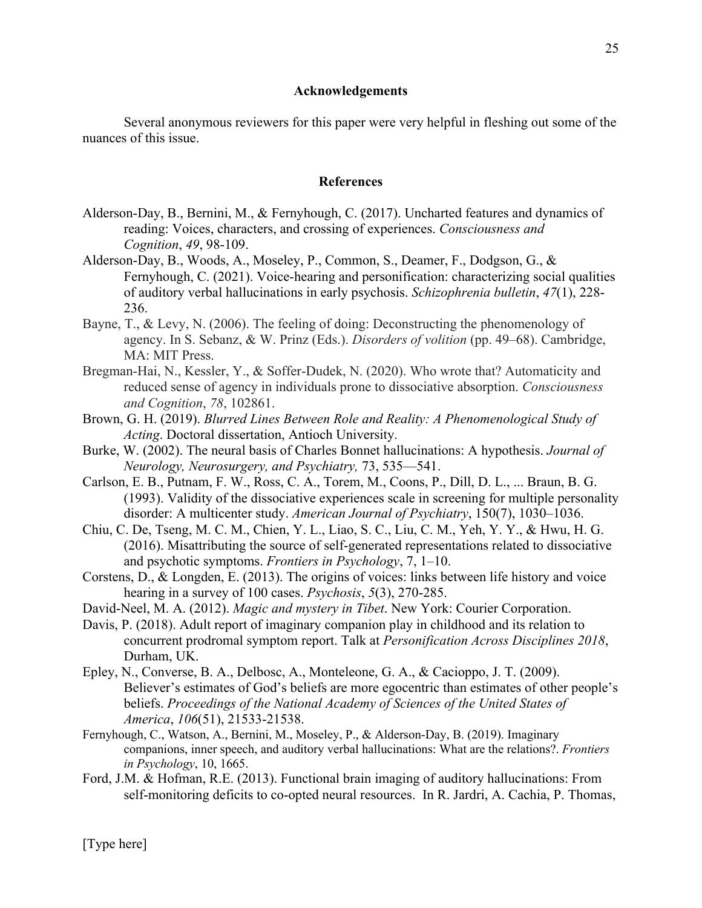## Acknowledgements

Several anonymous reviewers for this paper were very helpful in fleshing out some of the nuances of this issue.

## References

Alderson-Day, B., Bernini, M., & Fernyhough, C. (2017). Uncharted features and dynamics of reading: Voices, characters, and crossing of experiences. *Consciousness and Cognition*, *49*, 98-109.

Alderson-Day, B., Woods, A., Moseley, P., Common, S., Deamer, F., Dodgson, G., & Fernyhough, C. (2021). Voice-hearing and personification: characterizing social qualities of auditory verbal hallucinations in early psychosis. *Schizophrenia bulletin*, *47*(1), 228-236.

Bayne, T., & Levy, N. (2006). The feeling of doing: Deconstructing the phenomenology of agency. In S. Sebanz, & W. Prinz (Eds.). *Disorders of volition* (pp. 49–68). Cambridge, MA: MIT Press.

Bregman-Hai, N., Kessler, Y., & Soffer-Dudek, N. (2020). Who wrote that? Automaticity and reduced sense of agency in individuals prone to dissociative absorption. *Consciousness and Cognition*, *78*, 102861.

Brown, G. H. (2019). *Blurred Lines Between Role and Reality: A Phenomenological Study of Acting*. Doctoral dissertation, Antioch University.

Burke, W. (2002). The neural basis of Charles Bonnet hallucinations: A hypothesis. *Journal of Neurology, Neurosurgery, and Psychiatry,* 73, 535—541.

Carlson, E. B., Putnam, F. W., Ross, C. A., Torem, M., Coons, P., Dill, D. L., ... Braun, B. G. (1993). Validity of the dissociative experiences scale in screening for multiple personality disorder: A multicenter study. *American Journal of Psychiatry*, 150(7), 1030–1036.

Chiu, C. De, Tseng, M. C. M., Chien, Y. L., Liao, S. C., Liu, C. M., Yeh, Y. Y., & Hwu, H. G. (2016). Misattributing the source of self-generated representations related to dissociative and psychotic symptoms. *Frontiers in Psychology*, 7, 1–10.

Corstens, D., & Longden, E. (2013). The origins of voices: links between life history and voice hearing in a survey of 100 cases. *Psychosis*, *5*(3), 270-285.

David-Neel, M. A. (2012). *Magic and mystery in Tibet*. New York: Courier Corporation.

Davis, P. (2018). Adult report of imaginary companion play in childhood and its relation to concurrent prodromal symptom report. Talk at *Personification Across Disciplines 2018*, Durham, UK.

Epley, N., Converse, B. A., Delbosc, A., Monteleone, G. A., & Cacioppo, J. T. (2009). Believer's estimates of God's beliefs are more egocentric than estimates of other people's beliefs. *Proceedings of the National Academy of Sciences of the United States of America*, *106*(51), 21533-21538.

Fernyhough, C., Watson, A., Bernini, M., Moseley, P., & Alderson-Day, B. (2019). Imaginary companions, inner speech, and auditory verbal hallucinations: What are the relations?. *Frontiers in Psychology*, 10, 1665.

Ford, J.M. & Hofman, R.E. (2013). Functional brain imaging of auditory hallucinations: From self-monitoring deficits to co-opted neural resources. In R. Jardri, A. Cachia, P. Thomas,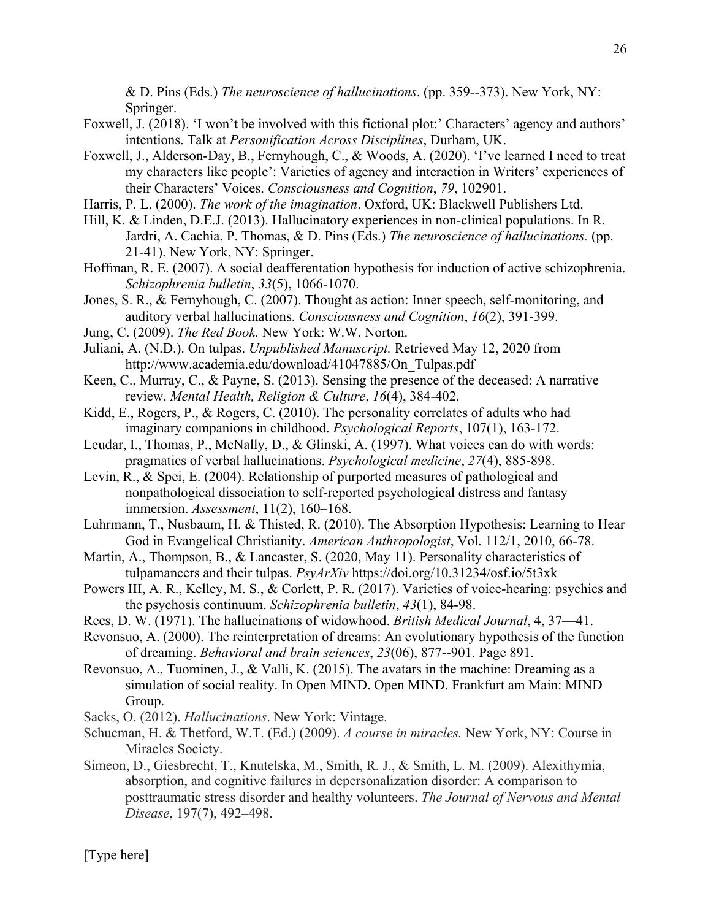& D. Pins (Eds.) *The neuroscience of hallucinations*. (pp. 359--373). New York, NY: Springer.

Foxwell, J. (2018). 'I won't be involved with this fictional plot:' Characters' agency and authors' intentions. Talk at *Personification Across Disciplines*, Durham, UK.

Foxwell, J., Alderson-Day, B., Fernyhough, C., & Woods, A. (2020). 'I've learned I need to treat my characters like people': Varieties of agency and interaction in Writers' experiences of their Characters' Voices. *Consciousness and Cognition*, *79*, 102901.

Harris, P. L. (2000). *The work of the imagination*. Oxford, UK: Blackwell Publishers Ltd.

Hill, K. & Linden, D.E.J. (2013). Hallucinatory experiences in non-clinical populations. In R. Jardri, A. Cachia, P. Thomas, & D. Pins (Eds.) *The neuroscience of hallucinations.* (pp. 21-41). New York, NY: Springer.

Hoffman, R. E. (2007). A social deafferentation hypothesis for induction of active schizophrenia. *Schizophrenia bulletin*, *33*(5), 1066-1070.

Jones, S. R., & Fernyhough, C. (2007). Thought as action: Inner speech, self-monitoring, and auditory verbal hallucinations. *Consciousness and Cognition*, *16*(2), 391-399.

Jung, C. (2009). *The Red Book.* New York: W.W. Norton.

Juliani, A. (N.D.). On tulpas. *Unpublished Manuscript.* Retrieved May 12, 2020 from http://www.academia.edu/download/41047885/On_Tulpas.pdf

Keen, C., Murray, C., & Payne, S. (2013). Sensing the presence of the deceased: A narrative review. *Mental Health, Religion & Culture*, *16*(4), 384-402.

Kidd, E., Rogers, P., & Rogers, C. (2010). The personality correlates of adults who had imaginary companions in childhood. *Psychological Reports*, 107(1), 163-172.

Leudar, I., Thomas, P., McNally, D., & Glinski, A. (1997). What voices can do with words: pragmatics of verbal hallucinations. *Psychological medicine*, *27*(4), 885-898.

Levin, R., & Spei, E. (2004). Relationship of purported measures of pathological and nonpathological dissociation to self-reported psychological distress and fantasy immersion. *Assessment*, 11(2), 160–168.

Luhrmann, T., Nusbaum, H. & Thisted, R. (2010). The Absorption Hypothesis: Learning to Hear God in Evangelical Christianity. *American Anthropologist*, Vol. 112/1, 2010, 66-78.

Martin, A., Thompson, B., & Lancaster, S. (2020, May 11). Personality characteristics of tulpamancers and their tulpas. *PsyArXiv* https://doi.org/10.31234/osf.io/5t3xk

Powers III, A. R., Kelley, M. S., & Corlett, P. R. (2017). Varieties of voice-hearing: psychics and the psychosis continuum. *Schizophrenia bulletin*, *43*(1), 84-98.

Rees, D. W. (1971). The hallucinations of widowhood. *British Medical Journal*, 4, 37—41.

Revonsuo, A. (2000). The reinterpretation of dreams: An evolutionary hypothesis of the function of dreaming. *Behavioral and brain sciences*, *23*(06), 877--901. Page 891.

Revonsuo, A., Tuominen, J., & Valli, K. (2015). The avatars in the machine: Dreaming as a simulation of social reality. In Open MIND. Open MIND. Frankfurt am Main: MIND Group.

Sacks, O. (2012). *Hallucinations*. New York: Vintage.

Schucman, H. & Thetford, W.T. (Ed.) (2009). *A course in miracles.* New York, NY: Course in Miracles Society.

Simeon, D., Giesbrecht, T., Knutelska, M., Smith, R. J., & Smith, L. M. (2009). Alexithymia, absorption, and cognitive failures in depersonalization disorder: A comparison to posttraumatic stress disorder and healthy volunteers. *The Journal of Nervous and Mental Disease*, 197(7), 492–498.

[Type here]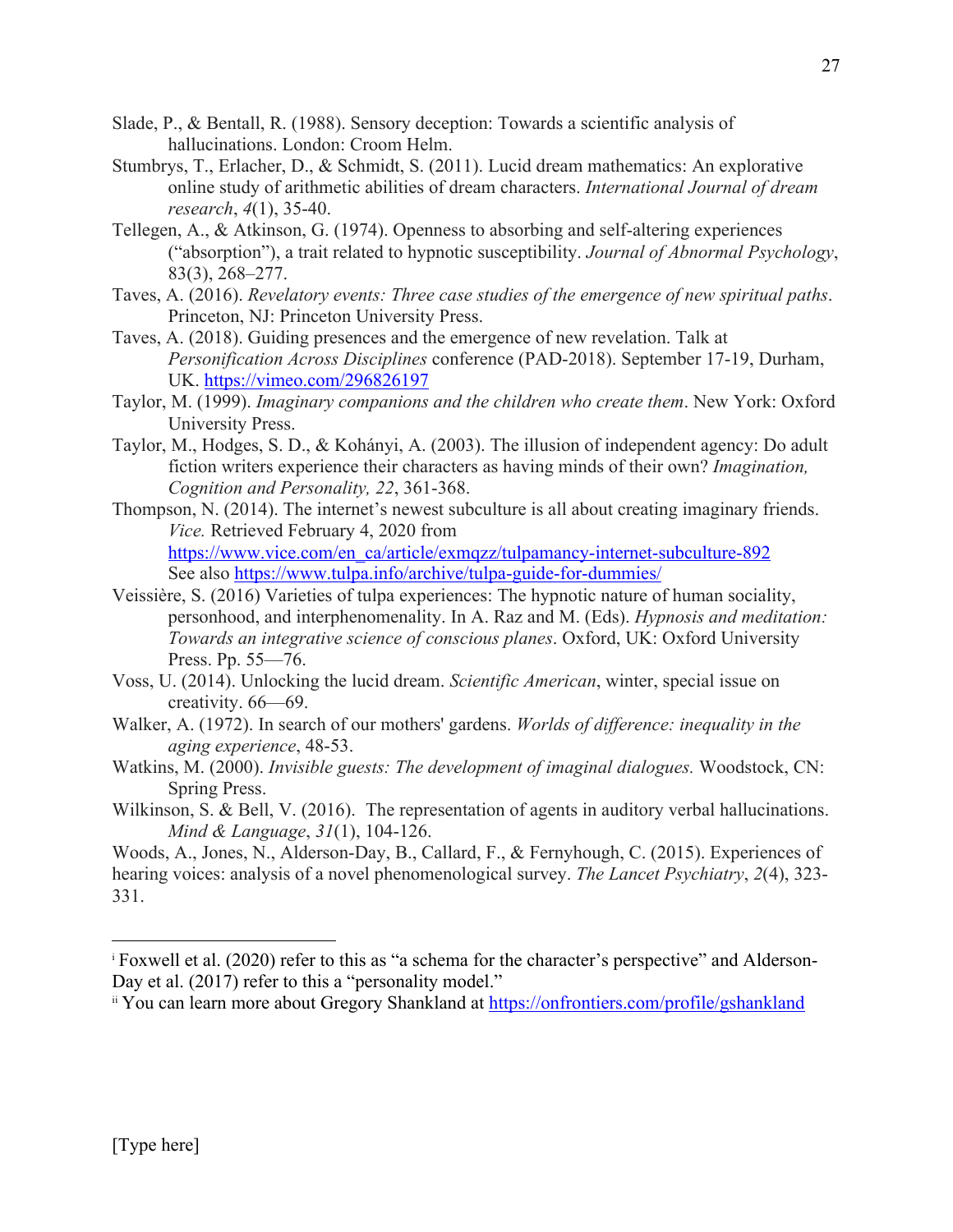Slade, P., & Bentall, R. (1988). Sensory deception: Towards a scientific analysis of hallucinations. London: Croom Helm.

Stumbrys, T., Erlacher, D., & Schmidt, S. (2011). Lucid dream mathematics: An explorative online study of arithmetic abilities of dream characters. *International Journal of dream research*, *4*(1), 35-40.

Tellegen, A., & Atkinson, G. (1974). Openness to absorbing and self-altering experiences ("absorption"), a trait related to hypnotic susceptibility. *Journal of Abnormal Psychology*, 83(3), 268–277.

Taves, A. (2016). *Revelatory events: Three case studies of the emergence of new spiritual paths*. Princeton, NJ: Princeton University Press.

Taves, A. (2018). Guiding presences and the emergence of new revelation. Talk at *Personification Across Disciplines* conference (PAD-2018). September 17-19, Durham, UK. https://vimeo.com/296826197

Taylor, M. (1999). *Imaginary companions and the children who create them*. New York: Oxford University Press.

Taylor, M., Hodges, S. D., & Kohányi, A. (2003). The illusion of independent agency: Do adult fiction writers experience their characters as having minds of their own? *Imagination, Cognition and Personality, 22*, 361-368.

Thompson, N. (2014). The internet's newest subculture is all about creating imaginary friends. *Vice.* Retrieved February 4, 2020 from https://www.vice.com/en_ca/article/exmqzz/tulpamancy-internet-subculture-892 See also https://www.tulpa.info/archive/tulpa-guide-for-dummies/

Veissière, S. (2016) Varieties of tulpa experiences: The hypnotic nature of human sociality, personhood, and interphenomenality. In A. Raz and M. (Eds). *Hypnosis and meditation: Towards an integrative science of conscious planes*. Oxford, UK: Oxford University Press. Pp. 55—76.

Voss, U. (2014). Unlocking the lucid dream. *Scientific American*, winter, special issue on creativity. 66—69.

Walker, A. (1972). In search of our mothers' gardens. *Worlds of difference: inequality in the aging experience*, 48-53.

Watkins, M. (2000). *Invisible guests: The development of imaginal dialogues.* Woodstock, CN: Spring Press.

Wilkinson, S. & Bell, V. (2016). The representation of agents in auditory verbal hallucinations. *Mind & Language*, *31*(1), 104-126.

Woods, A., Jones, N., Alderson-Day, B., Callard, F., & Fernyhough, C. (2015). Experiences of hearing voices: analysis of a novel phenomenological survey. *The Lancet Psychiatry*, *2*(4), 323-331.

---

[i] Foxwell et al. (2020) refer to this as "a schema for the character's perspective" and Alderson-Day et al. (2017) refer to this a "personality model."

[ii] You can learn more about Gregory Shankland at https://onfrontiers.com/profile/gshankland

[Type here]